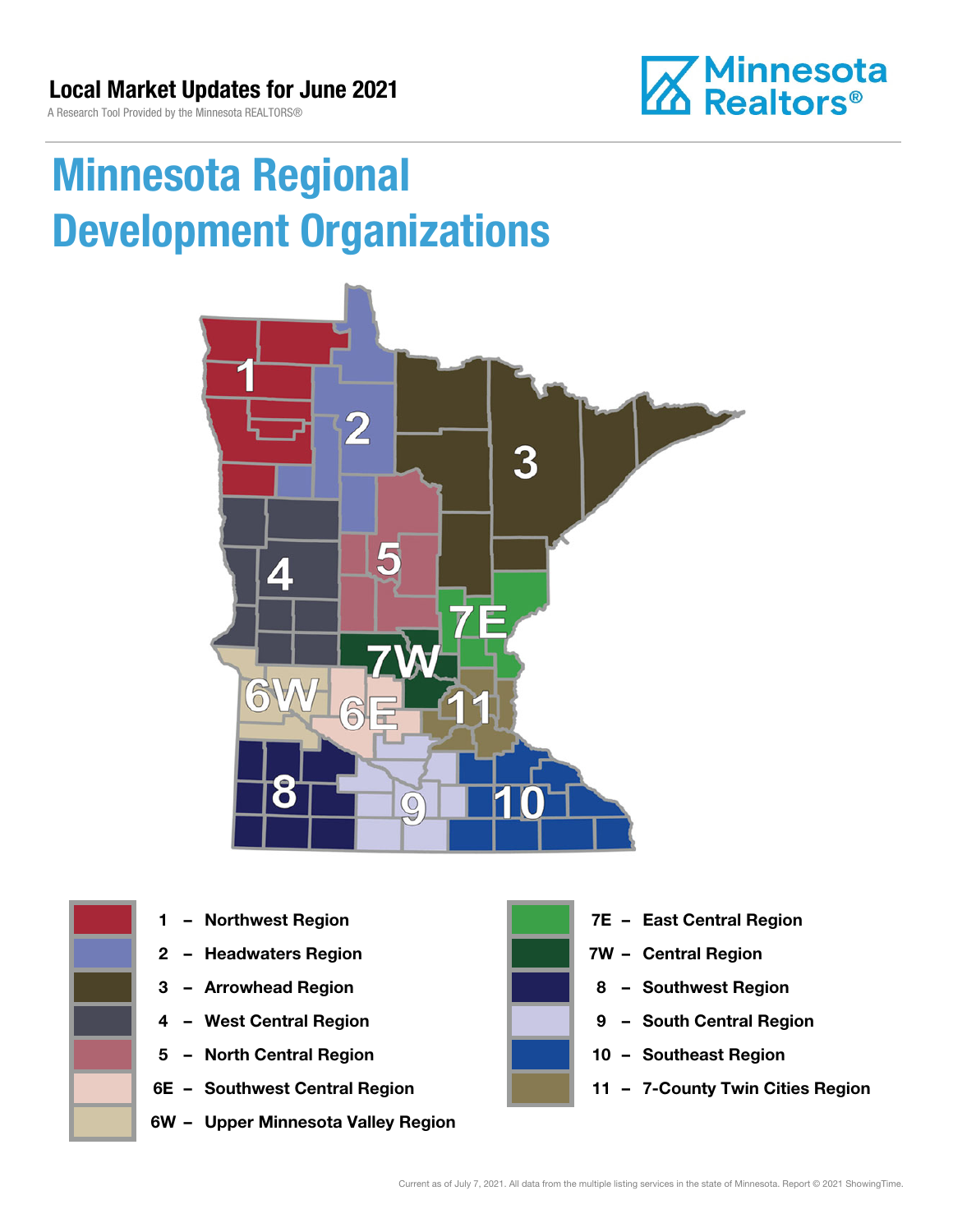**Local Market Updates for June 2021**

A Research Tool Provided by the Minnesota REALTORS®

Minnesota Realtors®

# Minnesota Regional Development Organizations

- 1 – Northwest Region
- 2 – Headwaters Region
- 3 – Arrowhead Region
- 4 – West Central Region
- 5 – North Central Region
- 6E – Southwest Central Region
- 6W – Upper Minnesota Valley Region
- 7E – East Central Region
- 7W – Central Region
- 8 – Southwest Region
- 9 – South Central Region
- 10 – Southeast Region
- 11 – 7-County Twin Cities Region

Current as of July 7, 2021. All data from the multiple listing services in the state of Minnesota. Report © 2021 ShowingTime.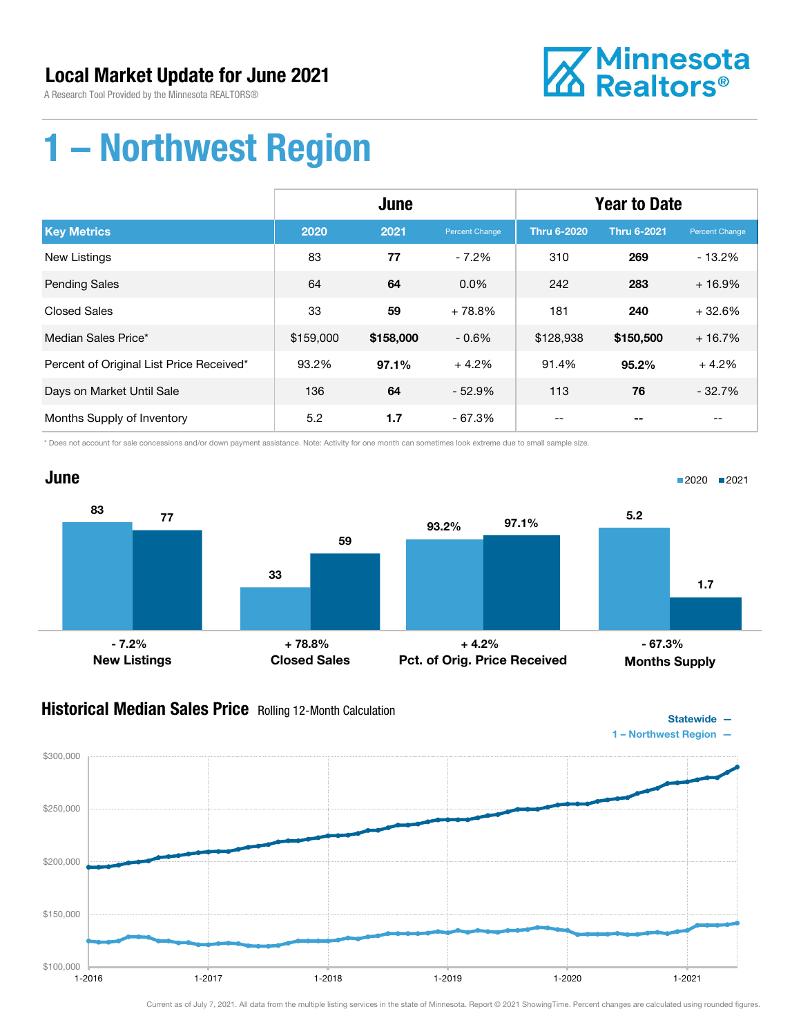# Local Market Update for June 2021

A Research Tool Provided by the Minnesota REALTORS®

# 1 – Northwest Region

| Key Metrics | June 2020 | June 2021 | Percent Change | Year to Date Thru 6-2020 | Year to Date Thru 6-2021 | Percent Change |
| --- | --- | --- | --- | --- | --- | --- |
| New Listings | 83 | **77** | - 7.2% | 310 | **269** | - 13.2% |
| Pending Sales | 64 | **64** | 0.0% | 242 | **283** | + 16.9% |
| Closed Sales | 33 | **59** | + 78.8% | 181 | **240** | + 32.6% |
| Median Sales Price* | $159,000 | **$158,000** | - 0.6% | $128,938 | **$150,500** | + 16.7% |
| Percent of Original List Price Received* | 93.2% | **97.1%** | + 4.2% | 91.4% | **95.2%** | + 4.2% |
| Days on Market Until Sale | 136 | **64** | - 52.9% | 113 | **76** | - 32.7% |
| Months Supply of Inventory | 5.2 | **1.7** | - 67.3% | -- | **--** | -- |

\* Does not account for sale concessions and/or down payment assistance. Note: Activity for one month can sometimes look extreme due to small sample size.

## June

| | 2020 | 2021 | Change |
| --- | --- | --- | --- |
| New Listings | 83 | 77 | - 7.2% |
| Closed Sales | 33 | 59 | + 78.8% |
| Pct. of Orig. Price Received | 93.2% | 97.1% | + 4.2% |
| Months Supply | 5.2 | 1.7 | - 67.3% |

## Historical Median Sales Price Rolling 12-Month Calculation

Statewide —
1 – Northwest Region —

Current as of July 7, 2021. All data from the multiple listing services in the state of Minnesota. Report © 2021 ShowingTime. Percent changes are calculated using rounded figures.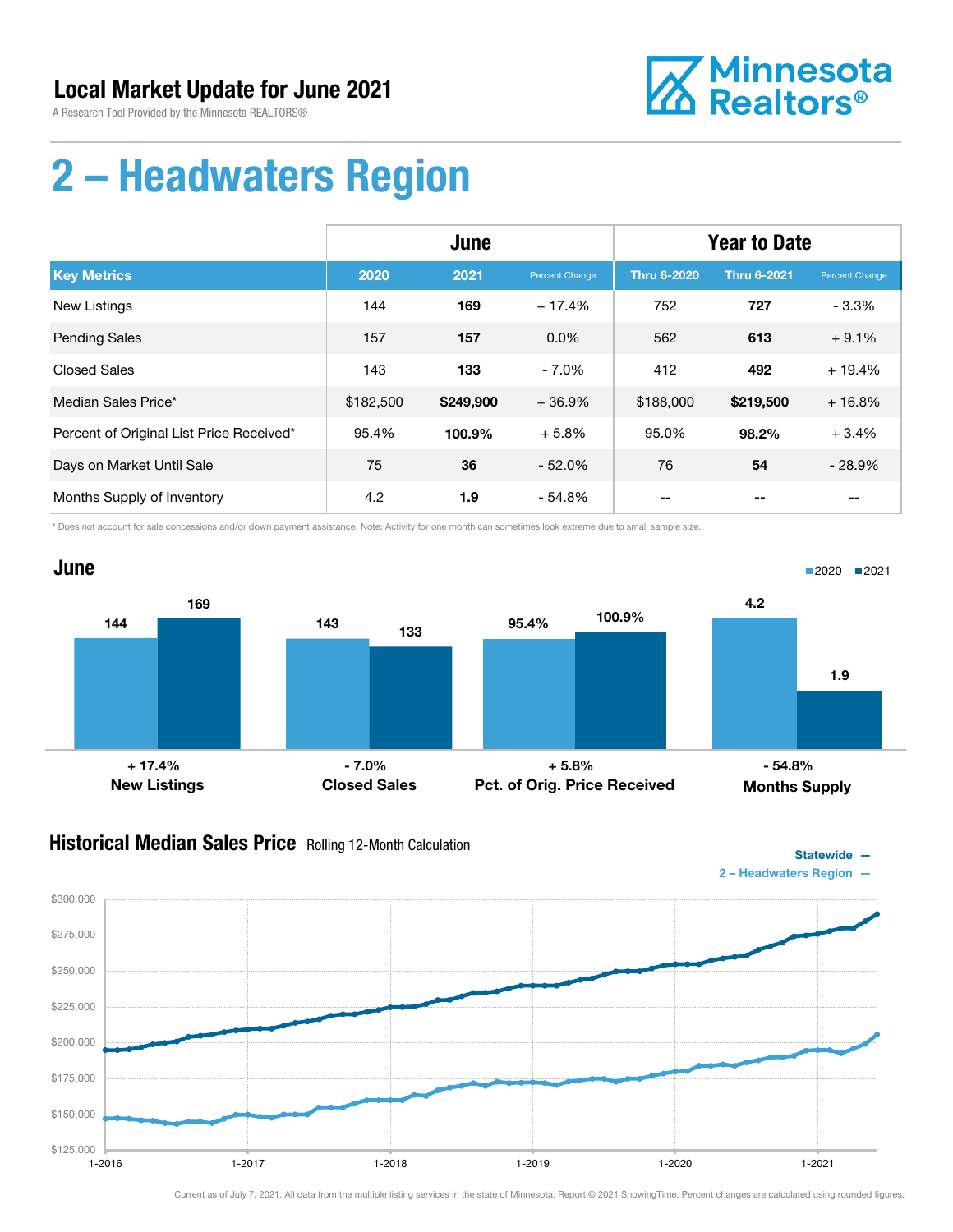# Local Market Update for June 2021

A Research Tool Provided by the Minnesota REALTORS®

Minnesota Realtors®

# 2 – Headwaters Region

| | June | | | Year to Date | | |
|---|---|---|---|---|---|---|
| **Key Metrics** | **2020** | **2021** | **Percent Change** | **Thru 6-2020** | **Thru 6-2021** | **Percent Change** |
| New Listings | 144 | **169** | + 17.4% | 752 | **727** | - 3.3% |
| Pending Sales | 157 | **157** | 0.0% | 562 | **613** | + 9.1% |
| Closed Sales | 143 | **133** | - 7.0% | 412 | **492** | + 19.4% |
| Median Sales Price* | $182,500 | **$249,900** | + 36.9% | $188,000 | **$219,500** | + 16.8% |
| Percent of Original List Price Received* | 95.4% | **100.9%** | + 5.8% | 95.0% | **98.2%** | + 3.4% |
| Days on Market Until Sale | 75 | **36** | - 52.0% | 76 | **54** | - 28.9% |
| Months Supply of Inventory | 4.2 | **1.9** | - 54.8% | -- | **--** | -- |

\* Does not account for sale concessions and/or down payment assistance. Note: Activity for one month can sometimes look extreme due to small sample size.

## June

| | 2020 | 2021 | Change |
|---|---|---|---|
| New Listings | 144 | 169 | + 17.4% |
| Closed Sales | 143 | 133 | - 7.0% |
| Pct. of Orig. Price Received | 95.4% | 100.9% | + 5.8% |
| Months Supply | 4.2 | 1.9 | - 54.8% |

## Historical Median Sales Price

Rolling 12-Month Calculation

Statewide —
2 – Headwaters Region —

Current as of July 7, 2021. All data from the multiple listing services in the state of Minnesota. Report © 2021 ShowingTime. Percent changes are calculated using rounded figures.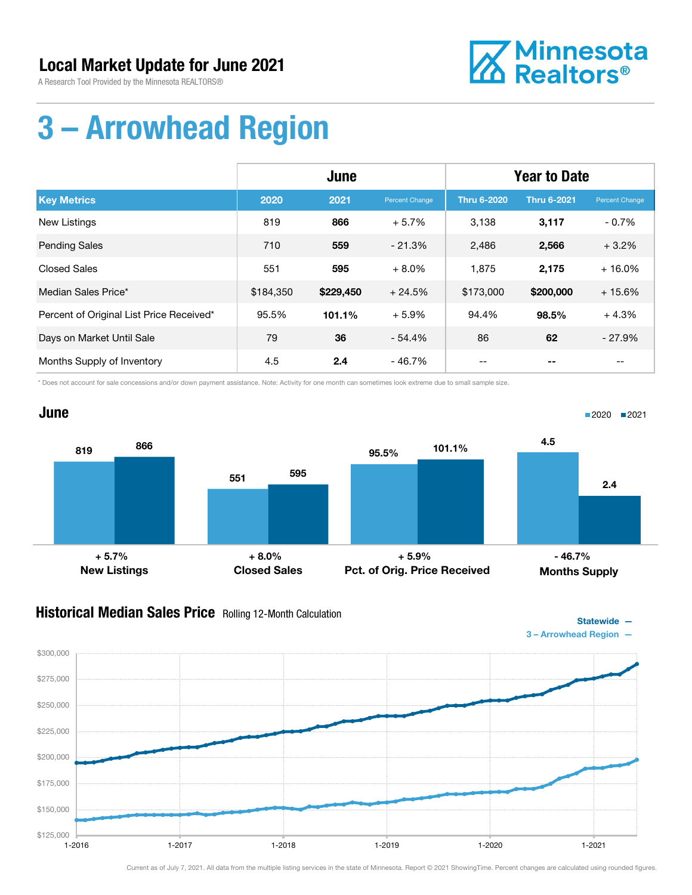# Local Market Update for June 2021

A Research Tool Provided by the Minnesota REALTORS®

Minnesota Realtors®

# 3 – Arrowhead Region

| | June | | | Year to Date | | |
|---|---|---|---|---|---|---|
| **Key Metrics** | **2020** | **2021** | **Percent Change** | **Thru 6-2020** | **Thru 6-2021** | **Percent Change** |
| New Listings | 819 | **866** | + 5.7% | 3,138 | **3,117** | - 0.7% |
| Pending Sales | 710 | **559** | - 21.3% | 2,486 | **2,566** | + 3.2% |
| Closed Sales | 551 | **595** | + 8.0% | 1,875 | **2,175** | + 16.0% |
| Median Sales Price* | $184,350 | **$229,450** | + 24.5% | $173,000 | **$200,000** | + 15.6% |
| Percent of Original List Price Received* | 95.5% | **101.1%** | + 5.9% | 94.4% | **98.5%** | + 4.3% |
| Days on Market Until Sale | 79 | **36** | - 54.4% | 86 | **62** | - 27.9% |
| Months Supply of Inventory | 4.5 | **2.4** | - 46.7% | -- | **--** | -- |

\* Does not account for sale concessions and/or down payment assistance. Note: Activity for one month can sometimes look extreme due to small sample size.

## June

■2020 ■2021

| | 2020 | 2021 | Change |
|---|---|---|---|
| New Listings | 819 | 866 | + 5.7% |
| Closed Sales | 551 | 595 | + 8.0% |
| Pct. of Orig. Price Received | 95.5% | 101.1% | + 5.9% |
| Months Supply | 4.5 | 2.4 | - 46.7% |

## Historical Median Sales Price Rolling 12-Month Calculation

Statewide —
3 – Arrowhead Region —

Current as of July 7, 2021. All data from the multiple listing services in the state of Minnesota. Report © 2021 ShowingTime. Percent changes are calculated using rounded figures.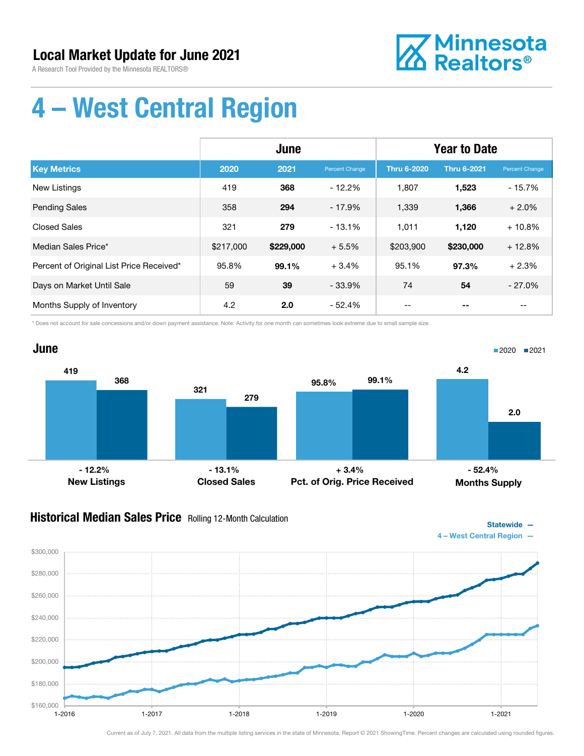## Local Market Update for June 2021

A Research Tool Provided by the Minnesota REALTORS®

# 4 – West Central Region

| | June | | | Year to Date | | |
|---|---|---|---|---|---|---|
| **Key Metrics** | **2020** | **2021** | **Percent Change** | **Thru 6-2020** | **Thru 6-2021** | **Percent Change** |
| New Listings | 419 | **368** | - 12.2% | 1,807 | **1,523** | - 15.7% |
| Pending Sales | 358 | **294** | - 17.9% | 1,339 | **1,366** | + 2.0% |
| Closed Sales | 321 | **279** | - 13.1% | 1,011 | **1,120** | + 10.8% |
| Median Sales Price* | $217,000 | **$229,000** | + 5.5% | $203,900 | **$230,000** | + 12.8% |
| Percent of Original List Price Received* | 95.8% | **99.1%** | + 3.4% | 95.1% | **97.3%** | + 2.3% |
| Days on Market Until Sale | 59 | **39** | - 33.9% | 74 | **54** | - 27.0% |
| Months Supply of Inventory | 4.2 | **2.0** | - 52.4% | -- | **--** | -- |

\* Does not account for sale concessions and/or down payment assistance. Note: Activity for one month can sometimes look extreme due to small sample size.

### June

| | 2020 | 2021 | Change |
|---|---|---|---|
| New Listings | 419 | 368 | - 12.2% |
| Closed Sales | 321 | 279 | - 13.1% |
| Pct. of Orig. Price Received | 95.8% | 99.1% | + 3.4% |
| Months Supply | 4.2 | 2.0 | - 52.4% |

### Historical Median Sales Price  Rolling 12-Month Calculation

Statewide —
4 – West Central Region —

Current as of July 7, 2021. All data from the multiple listing services in the state of Minnesota. Report © 2021 ShowingTime. Percent changes are calculated using rounded figures.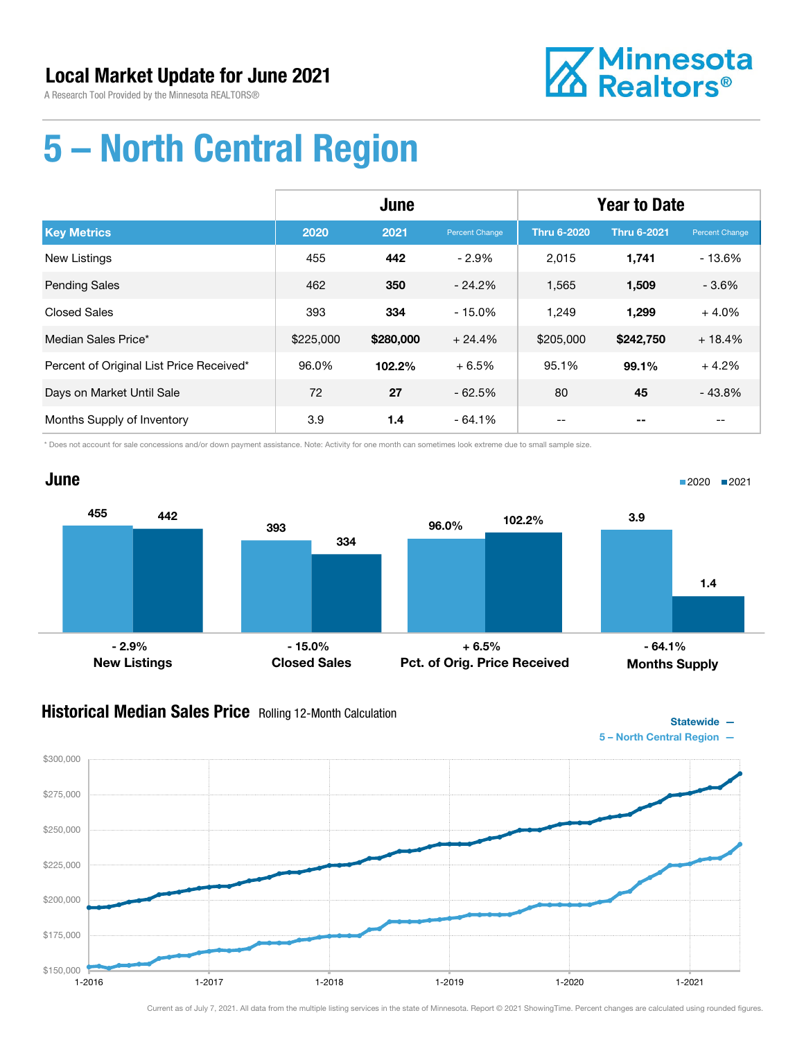# Local Market Update for June 2021

A Research Tool Provided by the Minnesota REALTORS®

Minnesota Realtors®

# 5 – North Central Region

| | June | | | Year to Date | | |
|---|---|---|---|---|---|---|
| **Key Metrics** | **2020** | **2021** | **Percent Change** | **Thru 6-2020** | **Thru 6-2021** | **Percent Change** |
| New Listings | 455 | **442** | - 2.9% | 2,015 | **1,741** | - 13.6% |
| Pending Sales | 462 | **350** | - 24.2% | 1,565 | **1,509** | - 3.6% |
| Closed Sales | 393 | **334** | - 15.0% | 1,249 | **1,299** | + 4.0% |
| Median Sales Price* | $225,000 | **$280,000** | + 24.4% | $205,000 | **$242,750** | + 18.4% |
| Percent of Original List Price Received* | 96.0% | **102.2%** | + 6.5% | 95.1% | **99.1%** | + 4.2% |
| Days on Market Until Sale | 72 | **27** | - 62.5% | 80 | **45** | - 43.8% |
| Months Supply of Inventory | 3.9 | **1.4** | - 64.1% | -- | **--** | -- |

\* Does not account for sale concessions and/or down payment assistance. Note: Activity for one month can sometimes look extreme due to small sample size.

## June

| | 2020 | 2021 | Change |
|---|---|---|---|
| New Listings | 455 | 442 | - 2.9% |
| Closed Sales | 393 | 334 | - 15.0% |
| Pct. of Orig. Price Received | 96.0% | 102.2% | + 6.5% |
| Months Supply | 3.9 | 1.4 | - 64.1% |

## Historical Median Sales Price

Rolling 12-Month Calculation

Statewide —
5 – North Central Region —

Current as of July 7, 2021. All data from the multiple listing services in the state of Minnesota. Report © 2021 ShowingTime. Percent changes are calculated using rounded figures.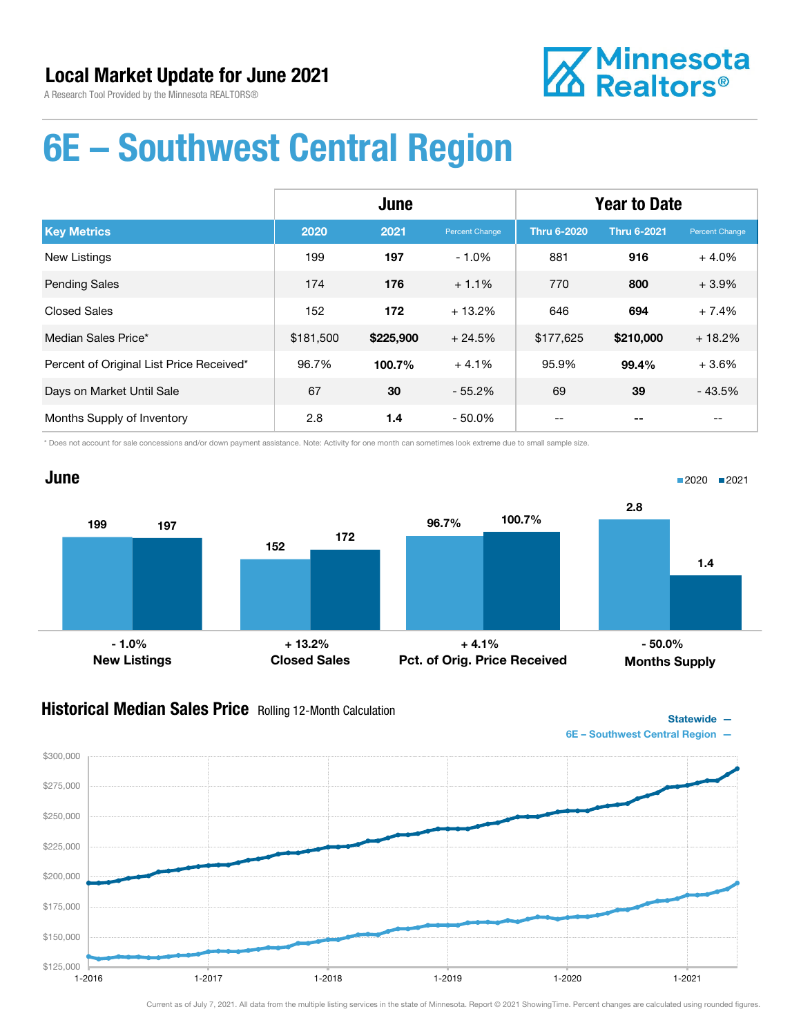# Local Market Update for June 2021

A Research Tool Provided by the Minnesota REALTORS®

# 6E – Southwest Central Region

| Key Metrics | June 2020 | June 2021 | Percent Change | Year to Date Thru 6-2020 | Year to Date Thru 6-2021 | Percent Change |
|---|---|---|---|---|---|---|
| New Listings | 199 | **197** | - 1.0% | 881 | **916** | + 4.0% |
| Pending Sales | 174 | **176** | + 1.1% | 770 | **800** | + 3.9% |
| Closed Sales | 152 | **172** | + 13.2% | 646 | **694** | + 7.4% |
| Median Sales Price* | $181,500 | **$225,900** | + 24.5% | $177,625 | **$210,000** | + 18.2% |
| Percent of Original List Price Received* | 96.7% | **100.7%** | + 4.1% | 95.9% | **99.4%** | + 3.6% |
| Days on Market Until Sale | 67 | **30** | - 55.2% | 69 | **39** | - 43.5% |
| Months Supply of Inventory | 2.8 | **1.4** | - 50.0% | -- | **--** | -- |

\* Does not account for sale concessions and/or down payment assistance. Note: Activity for one month can sometimes look extreme due to small sample size.

## June

| | 2020 | 2021 | Change |
|---|---|---|---|
| New Listings | 199 | 197 | - 1.0% |
| Closed Sales | 152 | 172 | + 13.2% |
| Pct. of Orig. Price Received | 96.7% | 100.7% | + 4.1% |
| Months Supply | 2.8 | 1.4 | - 50.0% |

## Historical Median Sales Price Rolling 12-Month Calculation

Statewide —
6E – Southwest Central Region —

Current as of July 7, 2021. All data from the multiple listing services in the state of Minnesota. Report © 2021 ShowingTime. Percent changes are calculated using rounded figures.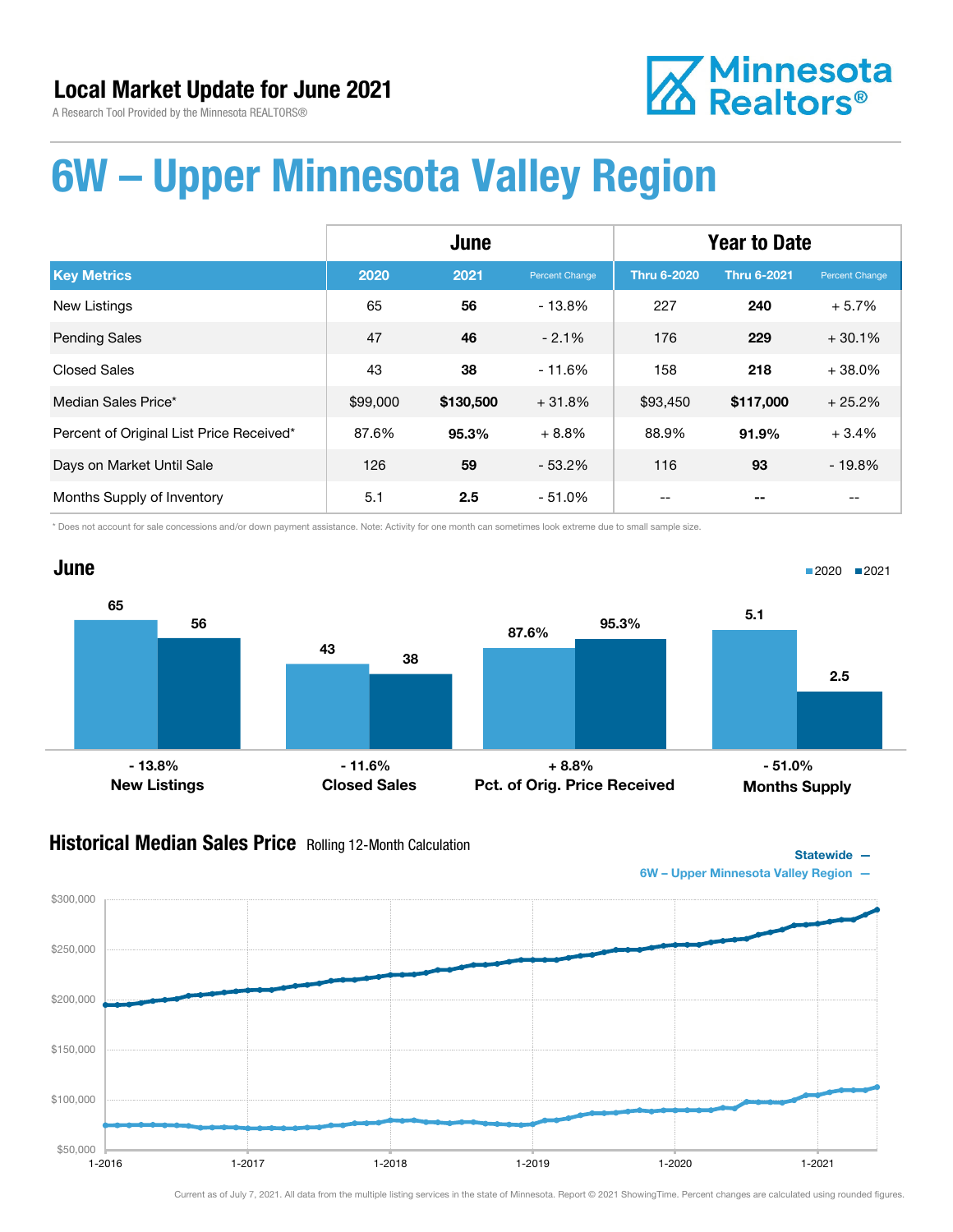## Local Market Update for June 2021

A Research Tool Provided by the Minnesota REALTORS®

# 6W – Upper Minnesota Valley Region

| Key Metrics | June 2020 | June 2021 | Percent Change | Thru 6-2020 | Thru 6-2021 | Percent Change |
|---|---|---|---|---|---|---|
| New Listings | 65 | **56** | - 13.8% | 227 | **240** | + 5.7% |
| Pending Sales | 47 | **46** | - 2.1% | 176 | **229** | + 30.1% |
| Closed Sales | 43 | **38** | - 11.6% | 158 | **218** | + 38.0% |
| Median Sales Price* | $99,000 | **$130,500** | + 31.8% | $93,450 | **$117,000** | + 25.2% |
| Percent of Original List Price Received* | 87.6% | **95.3%** | + 8.8% | 88.9% | **91.9%** | + 3.4% |
| Days on Market Until Sale | 126 | **59** | - 53.2% | 116 | **93** | - 19.8% |
| Months Supply of Inventory | 5.1 | **2.5** | - 51.0% | -- | **--** | -- |

\* Does not account for sale concessions and/or down payment assistance. Note: Activity for one month can sometimes look extreme due to small sample size.

### June

| | 2020 | 2021 | Change |
|---|---|---|---|
| New Listings | 65 | 56 | - 13.8% |
| Closed Sales | 43 | 38 | - 11.6% |
| Pct. of Orig. Price Received | 87.6% | 95.3% | + 8.8% |
| Months Supply | 5.1 | 2.5 | - 51.0% |

### Historical Median Sales Price Rolling 12-Month Calculation

Statewide —
6W – Upper Minnesota Valley Region —

Current as of July 7, 2021. All data from the multiple listing services in the state of Minnesota. Report © 2021 ShowingTime. Percent changes are calculated using rounded figures.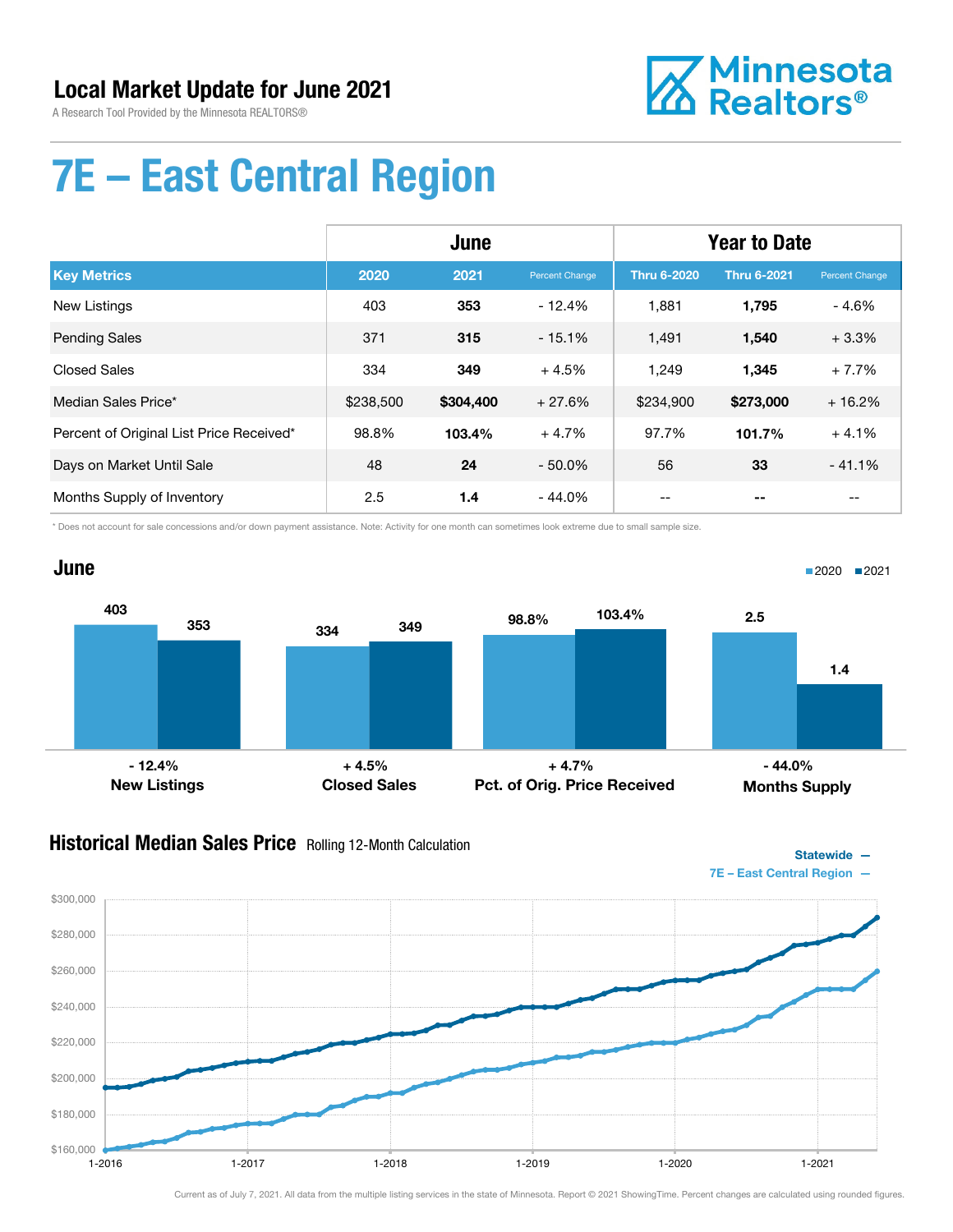# Local Market Update for June 2021

A Research Tool Provided by the Minnesota REALTORS®

Minnesota Realtors®

# 7E – East Central Region

| | June | | | Year to Date | | |
|---|---|---|---|---|---|---|
| **Key Metrics** | **2020** | **2021** | **Percent Change** | **Thru 6-2020** | **Thru 6-2021** | **Percent Change** |
| New Listings | 403 | **353** | - 12.4% | 1,881 | **1,795** | - 4.6% |
| Pending Sales | 371 | **315** | - 15.1% | 1,491 | **1,540** | + 3.3% |
| Closed Sales | 334 | **349** | + 4.5% | 1,249 | **1,345** | + 7.7% |
| Median Sales Price* | $238,500 | **$304,400** | + 27.6% | $234,900 | **$273,000** | + 16.2% |
| Percent of Original List Price Received* | 98.8% | **103.4%** | + 4.7% | 97.7% | **101.7%** | + 4.1% |
| Days on Market Until Sale | 48 | **24** | - 50.0% | 56 | **33** | - 41.1% |
| Months Supply of Inventory | 2.5 | **1.4** | - 44.0% | -- | **--** | -- |

\* Does not account for sale concessions and/or down payment assistance. Note: Activity for one month can sometimes look extreme due to small sample size.

## June

2020 ■ 2021 ■

| | 2020 | 2021 | Change |
|---|---|---|---|
| New Listings | 403 | 353 | - 12.4% |
| Closed Sales | 334 | 349 | + 4.5% |
| Pct. of Orig. Price Received | 98.8% | 103.4% | + 4.7% |
| Months Supply | 2.5 | 1.4 | - 44.0% |

## Historical Median Sales Price Rolling 12-Month Calculation

Statewide —
7E – East Central Region —

Current as of July 7, 2021. All data from the multiple listing services in the state of Minnesota. Report © 2021 ShowingTime. Percent changes are calculated using rounded figures.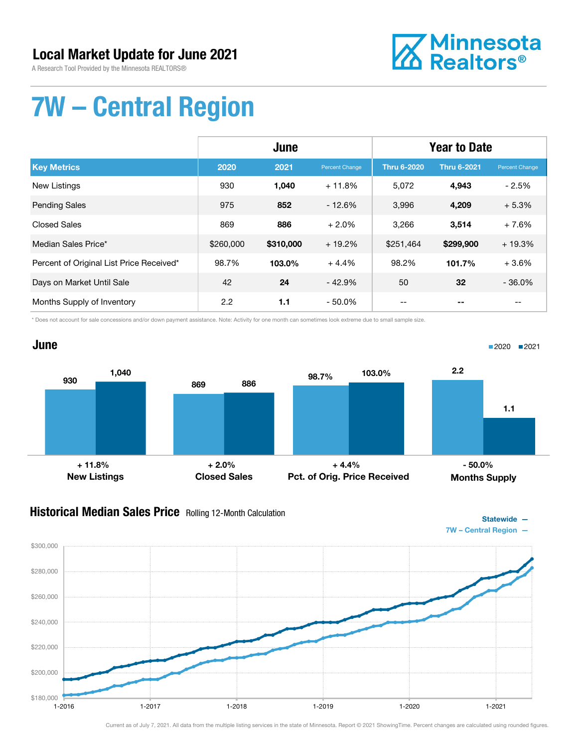# Local Market Update for June 2021

A Research Tool Provided by the Minnesota REALTORS®

# 7W – Central Region

| Key Metrics | June 2020 | June 2021 | Percent Change | YTD Thru 6-2020 | YTD Thru 6-2021 | Percent Change |
|---|---|---|---|---|---|---|
| New Listings | 930 | **1,040** | + 11.8% | 5,072 | **4,943** | - 2.5% |
| Pending Sales | 975 | **852** | - 12.6% | 3,996 | **4,209** | + 5.3% |
| Closed Sales | 869 | **886** | + 2.0% | 3,266 | **3,514** | + 7.6% |
| Median Sales Price* | $260,000 | **$310,000** | + 19.2% | $251,464 | **$299,900** | + 19.3% |
| Percent of Original List Price Received* | 98.7% | **103.0%** | + 4.4% | 98.2% | **101.7%** | + 3.6% |
| Days on Market Until Sale | 42 | **24** | - 42.9% | 50 | **32** | - 36.0% |
| Months Supply of Inventory | 2.2 | **1.1** | - 50.0% | -- | **--** | -- |

\* Does not account for sale concessions and/or down payment assistance. Note: Activity for one month can sometimes look extreme due to small sample size.

## June

| | 2020 | 2021 | Change |
|---|---|---|---|
| New Listings | 930 | 1,040 | + 11.8% |
| Closed Sales | 869 | 886 | + 2.0% |
| Pct. of Orig. Price Received | 98.7% | 103.0% | + 4.4% |
| Months Supply | 2.2 | 1.1 | - 50.0% |

## Historical Median Sales Price
Rolling 12-Month Calculation

Statewide —
7W – Central Region —

Current as of July 7, 2021. All data from the multiple listing services in the state of Minnesota. Report © 2021 ShowingTime. Percent changes are calculated using rounded figures.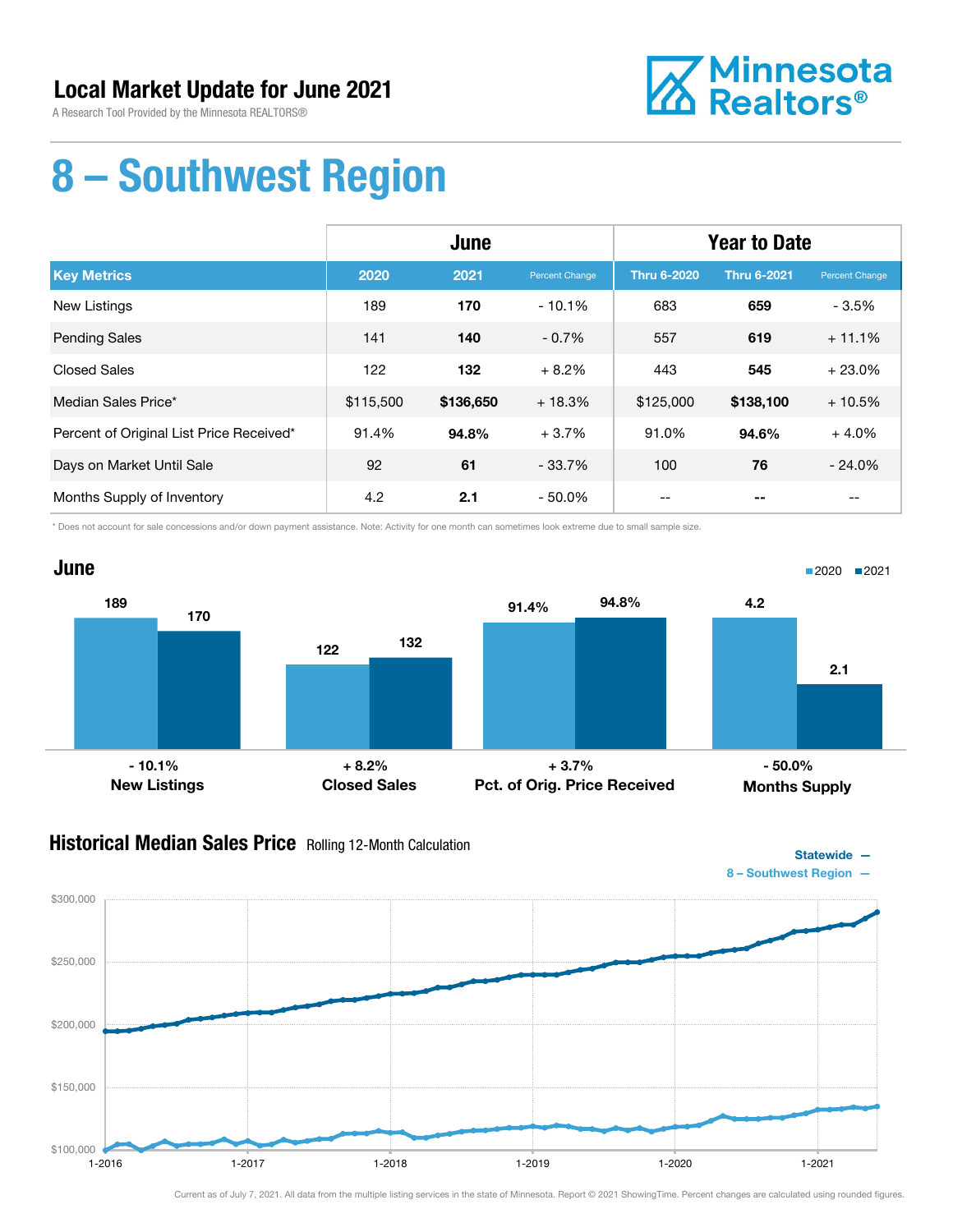# Local Market Update for June 2021

A Research Tool Provided by the Minnesota REALTORS®

Minnesota Realtors®

# 8 – Southwest Region

| | June | | | Year to Date | | |
|---|---|---|---|---|---|---|
| **Key Metrics** | **2020** | **2021** | **Percent Change** | **Thru 6-2020** | **Thru 6-2021** | **Percent Change** |
| New Listings | 189 | **170** | - 10.1% | 683 | **659** | - 3.5% |
| Pending Sales | 141 | **140** | - 0.7% | 557 | **619** | + 11.1% |
| Closed Sales | 122 | **132** | + 8.2% | 443 | **545** | + 23.0% |
| Median Sales Price* | $115,500 | **$136,650** | + 18.3% | $125,000 | **$138,100** | + 10.5% |
| Percent of Original List Price Received* | 91.4% | **94.8%** | + 3.7% | 91.0% | **94.6%** | + 4.0% |
| Days on Market Until Sale | 92 | **61** | - 33.7% | 100 | **76** | - 24.0% |
| Months Supply of Inventory | 4.2 | **2.1** | - 50.0% | -- | **--** | -- |

\* Does not account for sale concessions and/or down payment assistance. Note: Activity for one month can sometimes look extreme due to small sample size.

## June

| | 2020 | 2021 | Change |
|---|---|---|---|
| New Listings | 189 | 170 | - 10.1% |
| Closed Sales | 122 | 132 | + 8.2% |
| Pct. of Orig. Price Received | 91.4% | 94.8% | + 3.7% |
| Months Supply | 4.2 | 2.1 | - 50.0% |

## Historical Median Sales Price Rolling 12-Month Calculation

Statewide —
8 – Southwest Region —

Current as of July 7, 2021. All data from the multiple listing services in the state of Minnesota. Report © 2021 ShowingTime. Percent changes are calculated using rounded figures.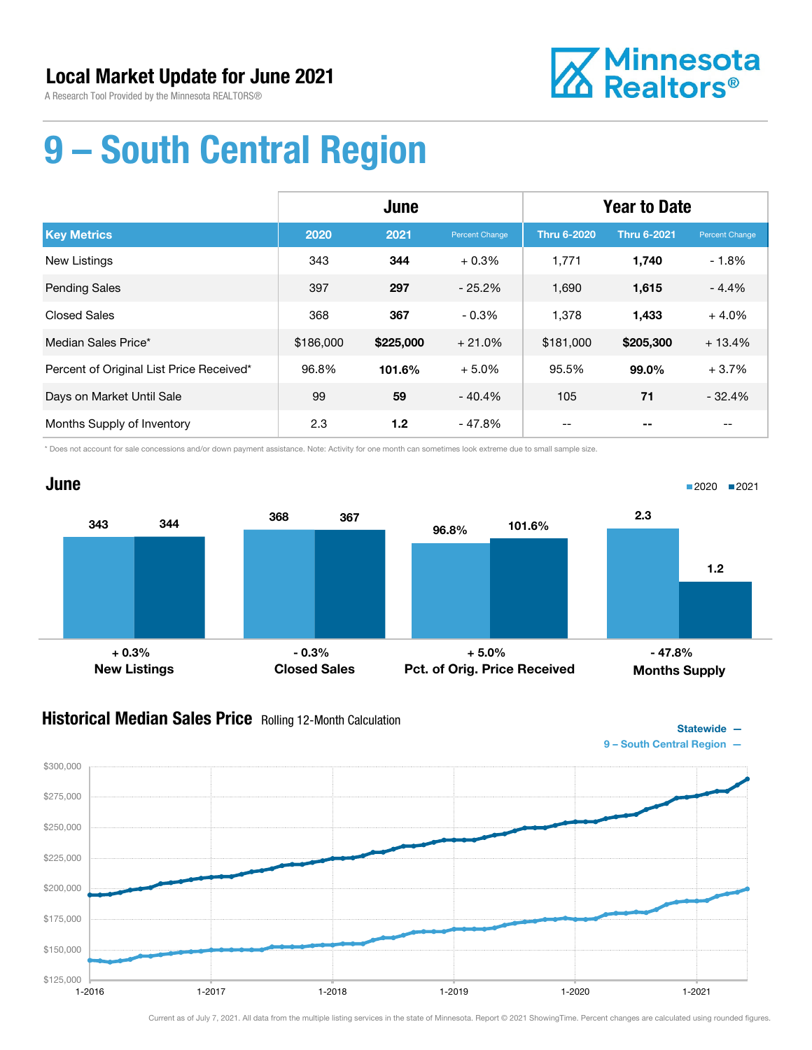# Local Market Update for June 2021

A Research Tool Provided by the Minnesota REALTORS®

Minnesota Realtors®

# 9 – South Central Region

| | June | | | Year to Date | | |
|---|---|---|---|---|---|---|
| **Key Metrics** | **2020** | **2021** | **Percent Change** | **Thru 6-2020** | **Thru 6-2021** | **Percent Change** |
| New Listings | 343 | **344** | + 0.3% | 1,771 | **1,740** | - 1.8% |
| Pending Sales | 397 | **297** | - 25.2% | 1,690 | **1,615** | - 4.4% |
| Closed Sales | 368 | **367** | - 0.3% | 1,378 | **1,433** | + 4.0% |
| Median Sales Price* | $186,000 | **$225,000** | + 21.0% | $181,000 | **$205,300** | + 13.4% |
| Percent of Original List Price Received* | 96.8% | **101.6%** | + 5.0% | 95.5% | **99.0%** | + 3.7% |
| Days on Market Until Sale | 99 | **59** | - 40.4% | 105 | **71** | - 32.4% |
| Months Supply of Inventory | 2.3 | **1.2** | - 47.8% | -- | **--** | -- |

\* Does not account for sale concessions and/or down payment assistance. Note: Activity for one month can sometimes look extreme due to small sample size.

## June

2020 ■ 2021 ■

| | 2020 | 2021 | Change |
|---|---|---|---|
| New Listings | 343 | 344 | + 0.3% |
| Closed Sales | 368 | 367 | - 0.3% |
| Pct. of Orig. Price Received | 96.8% | 101.6% | + 5.0% |
| Months Supply | 2.3 | 1.2 | - 47.8% |

## Historical Median Sales Price Rolling 12-Month Calculation

Statewide —
9 – South Central Region —

$300,000 · $275,000 · $250,000 · $225,000 · $200,000 · $175,000 · $150,000 · $125,000

1-2016 · 1-2017 · 1-2018 · 1-2019 · 1-2020 · 1-2021

Current as of July 7, 2021. All data from the multiple listing services in the state of Minnesota. Report © 2021 ShowingTime. Percent changes are calculated using rounded figures.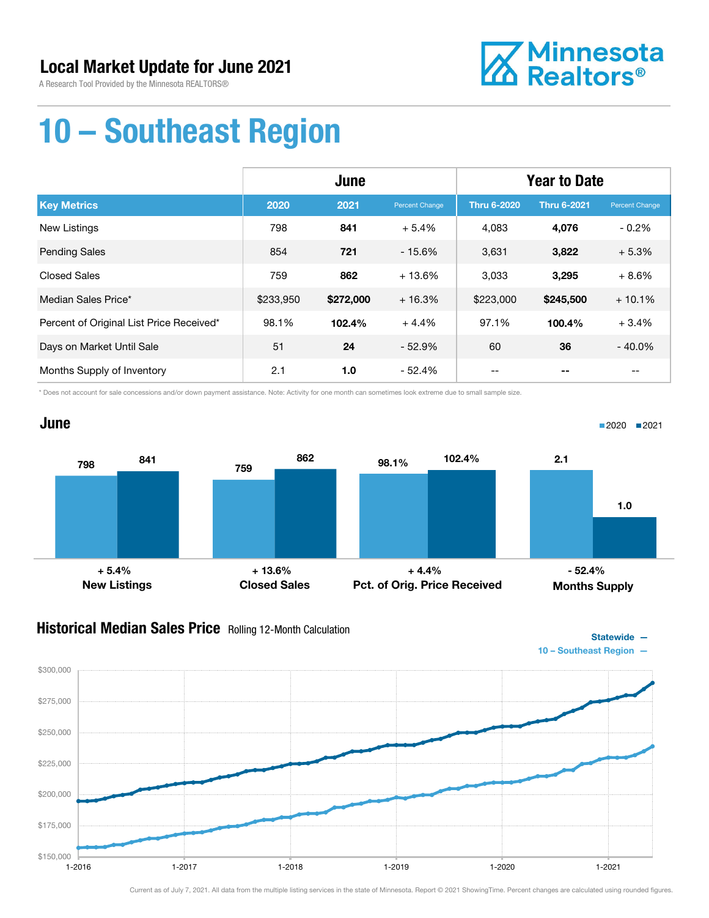## Local Market Update for June 2021

A Research Tool Provided by the Minnesota REALTORS®

Minnesota Realtors®

# 10 – Southeast Region

| | June | | | Year to Date | | |
|---|---|---|---|---|---|---|
| **Key Metrics** | **2020** | **2021** | **Percent Change** | **Thru 6-2020** | **Thru 6-2021** | **Percent Change** |
| New Listings | 798 | **841** | + 5.4% | 4,083 | **4,076** | - 0.2% |
| Pending Sales | 854 | **721** | - 15.6% | 3,631 | **3,822** | + 5.3% |
| Closed Sales | 759 | **862** | + 13.6% | 3,033 | **3,295** | + 8.6% |
| Median Sales Price* | $233,950 | **$272,000** | + 16.3% | $223,000 | **$245,500** | + 10.1% |
| Percent of Original List Price Received* | 98.1% | **102.4%** | + 4.4% | 97.1% | **100.4%** | + 3.4% |
| Days on Market Until Sale | 51 | **24** | - 52.9% | 60 | **36** | - 40.0% |
| Months Supply of Inventory | 2.1 | **1.0** | - 52.4% | -- | **--** | -- |

\* Does not account for sale concessions and/or down payment assistance. Note: Activity for one month can sometimes look extreme due to small sample size.

## June

| | 2020 | 2021 | Change |
|---|---|---|---|
| New Listings | 798 | 841 | + 5.4% |
| Closed Sales | 759 | 862 | + 13.6% |
| Pct. of Orig. Price Received | 98.1% | 102.4% | + 4.4% |
| Months Supply | 2.1 | 1.0 | - 52.4% |

## Historical Median Sales Price Rolling 12-Month Calculation

Statewide —
10 – Southeast Region —

Current as of July 7, 2021. All data from the multiple listing services in the state of Minnesota. Report © 2021 ShowingTime. Percent changes are calculated using rounded figures.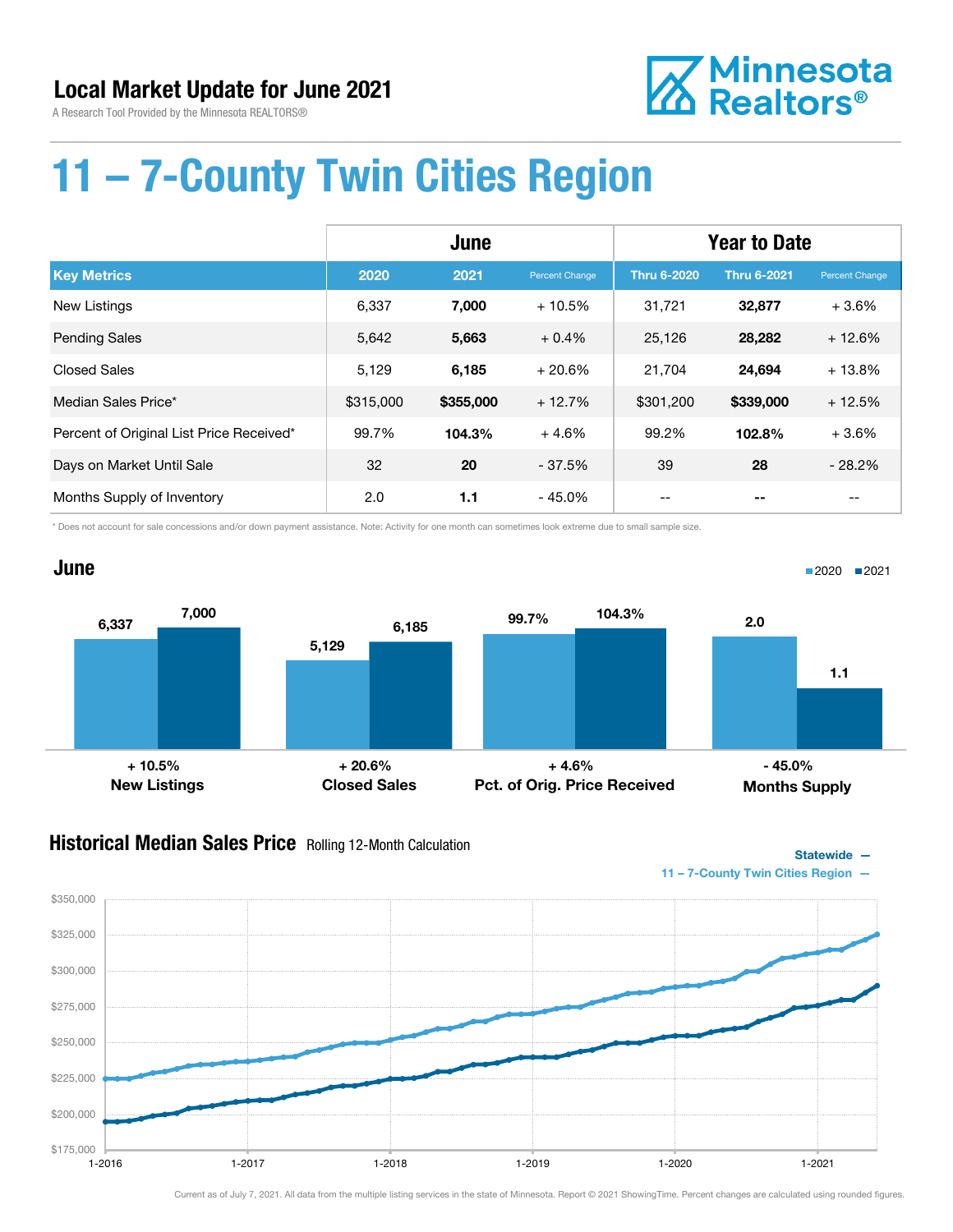## Local Market Update for June 2021

A Research Tool Provided by the Minnesota REALTORS®

Minnesota Realtors®

# 11 – 7-County Twin Cities Region

| | June | | | Year to Date | | |
|---|---|---|---|---|---|---|
| **Key Metrics** | **2020** | **2021** | **Percent Change** | **Thru 6-2020** | **Thru 6-2021** | **Percent Change** |
| New Listings | 6,337 | **7,000** | + 10.5% | 31,721 | **32,877** | + 3.6% |
| Pending Sales | 5,642 | **5,663** | + 0.4% | 25,126 | **28,282** | + 12.6% |
| Closed Sales | 5,129 | **6,185** | + 20.6% | 21,704 | **24,694** | + 13.8% |
| Median Sales Price* | $315,000 | **$355,000** | + 12.7% | $301,200 | **$339,000** | + 12.5% |
| Percent of Original List Price Received* | 99.7% | **104.3%** | + 4.6% | 99.2% | **102.8%** | + 3.6% |
| Days on Market Until Sale | 32 | **20** | - 37.5% | 39 | **28** | - 28.2% |
| Months Supply of Inventory | 2.0 | **1.1** | - 45.0% | -- | **--** | -- |

\* Does not account for sale concessions and/or down payment assistance. Note: Activity for one month can sometimes look extreme due to small sample size.

## June

2020 2021

6,337 7,000
+ 10.5%
**New Listings**

5,129 6,185
+ 20.6%
**Closed Sales**

99.7% 104.3%
+ 4.6%
**Pct. of Orig. Price Received**

2.0 1.1
- 45.0%
**Months Supply**

## Historical Median Sales Price Rolling 12-Month Calculation

Statewide —
11 – 7-County Twin Cities Region —

$350,000
$325,000
$300,000
$275,000
$250,000
$225,000
$200,000
$175,000

1-2016 1-2017 1-2018 1-2019 1-2020 1-2021

Current as of July 7, 2021. All data from the multiple listing services in the state of Minnesota. Report © 2021 ShowingTime. Percent changes are calculated using rounded figures.